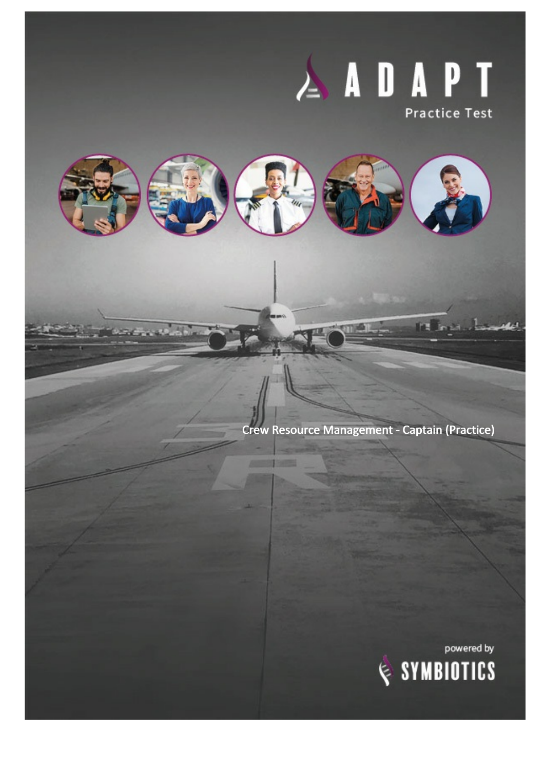# ADAPT

Practice Test

Crew Resource Management - Captain (Practice)

powered by

SYMBIOTICS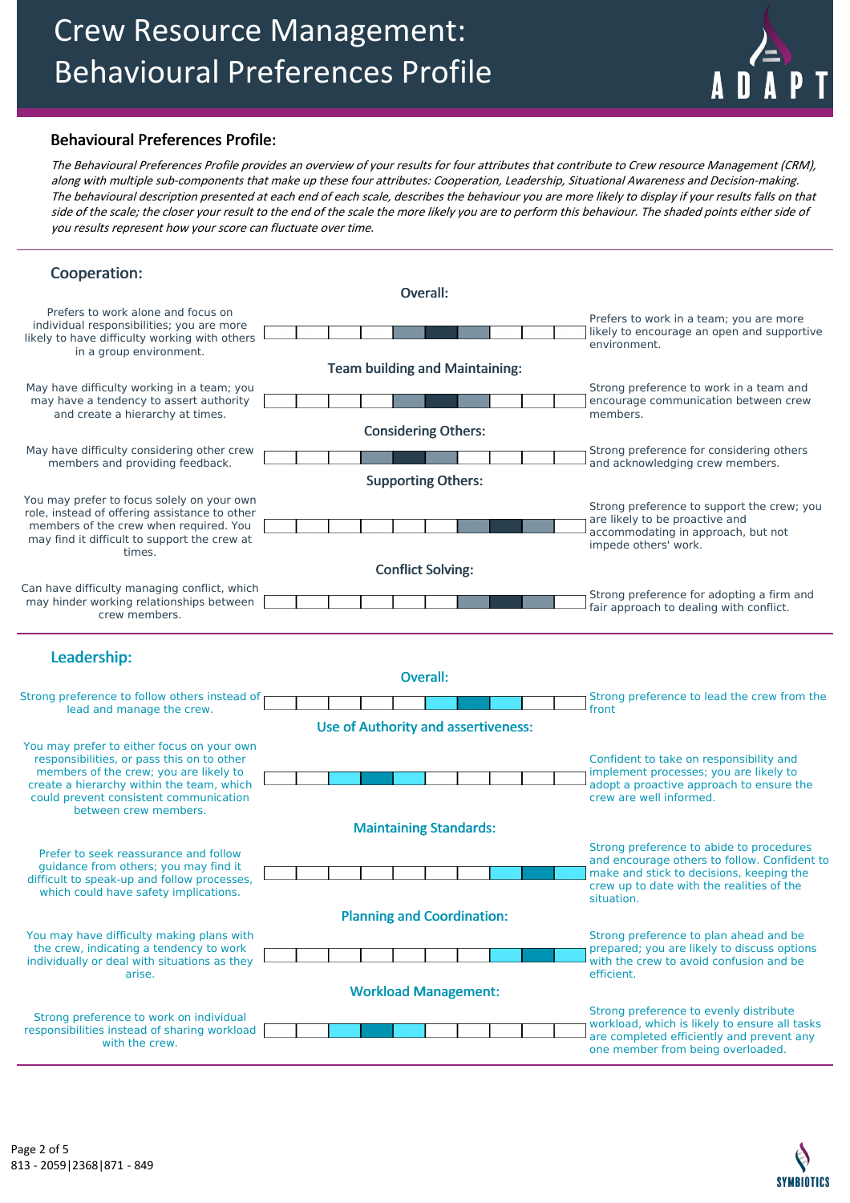# Crew Resource Management: Behavioural Preferences Profile

## Behavioural Preferences Profile:

*The Behavioural Preferences Profile provides an overview of your results for four attributes that contribute to Crew resource Management (CRM), along with multiple sub-components that make up these four attributes: Cooperation, Leadership, Situational Awareness and Decision-making. The behavioural description presented at each end of each scale, describes the behaviour you are more likely to display if your results falls on that side of the scale; the closer your result to the end of the scale the more likely you are to perform this behaviour. The shaded points either side of you results represent how your score can fluctuate over time.*

---

## Cooperation:

### Overall:

Prefers to work alone and focus on individual responsibilities; you are more likely to have difficulty working with others in a group environment.

Prefers to work in a team; you are more likely to encourage an open and supportive environment.

### Team building and Maintaining:

May have difficulty working in a team; you may have a tendency to assert authority and create a hierarchy at times.

Strong preference to work in a team and encourage communication between crew members.

### Considering Others:

May have difficulty considering other crew members and providing feedback.

Strong preference for considering others and acknowledging crew members.

### Supporting Others:

You may prefer to focus solely on your own role, instead of offering assistance to other members of the crew when required. You may find it difficult to support the crew at times.

Strong preference to support the crew; you are likely to be proactive and accommodating in approach, but not impede others' work.

### Conflict Solving:

Can have difficulty managing conflict, which may hinder working relationships between crew members.

Strong preference for adopting a firm and fair approach to dealing with conflict.

---

## Leadership:

### Overall:

Strong preference to follow others instead of lead and manage the crew.

Strong preference to lead the crew from the front

### Use of Authority and assertiveness:

You may prefer to either focus on your own responsibilities, or pass this on to other members of the crew; you are likely to create a hierarchy within the team, which could prevent consistent communication between crew members.

Confident to take on responsibility and implement processes; you are likely to adopt a proactive approach to ensure the crew are well informed.

### Maintaining Standards:

Prefer to seek reassurance and follow guidance from others; you may find it difficult to speak-up and follow processes, which could have safety implications.

Strong preference to abide to procedures and encourage others to follow. Confident to make and stick to decisions, keeping the crew up to date with the realities of the situation.

### Planning and Coordination:

You may have difficulty making plans with the crew, indicating a tendency to work individually or deal with situations as they arise.

Strong preference to plan ahead and be prepared; you are likely to discuss options with the crew to avoid confusion and be efficient.

### Workload Management:

Strong preference to work on individual responsibilities instead of sharing workload with the crew.

Strong preference to evenly distribute workload, which is likely to ensure all tasks are completed efficiently and prevent any one member from being overloaded.

813 - 2059|2368|871 - 849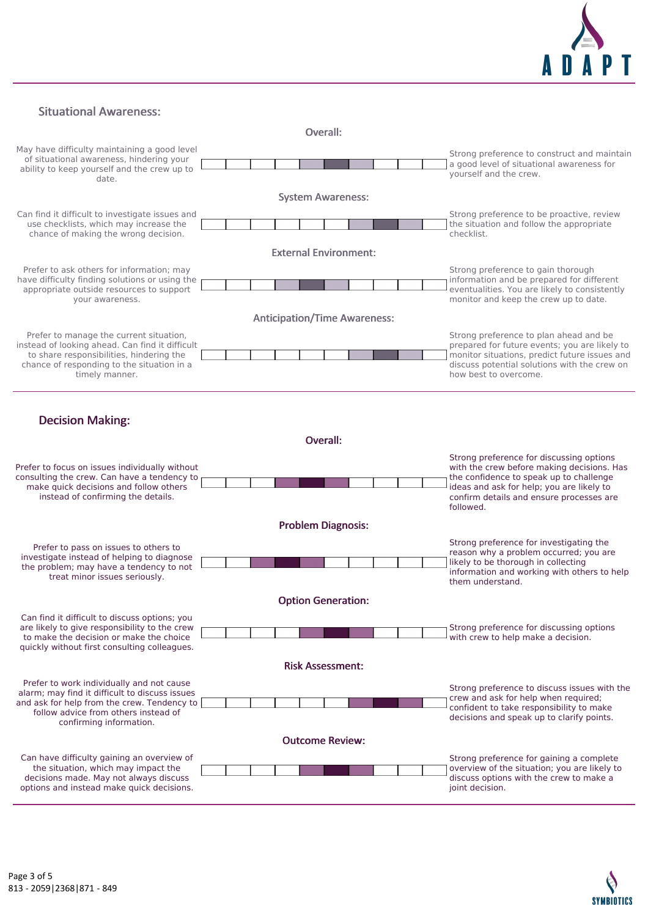## Situational Awareness:

### Overall:

| May have difficulty maintaining a good level of situational awareness, hindering your ability to keep yourself and the crew up to date. | Strong preference to construct and maintain a good level of situational awareness for yourself and the crew. |
|---|---|

### System Awareness:

| Can find it difficult to investigate issues and use checklists, which may increase the chance of making the wrong decision. | Strong preference to be proactive, review the situation and follow the appropriate checklist. |
|---|---|

### External Environment:

| Prefer to ask others for information; may have difficulty finding solutions or using the appropriate outside resources to support your awareness. | Strong preference to gain thorough information and be prepared for different eventualities. You are likely to consistently monitor and keep the crew up to date. |
|---|---|

### Anticipation/Time Awareness:

| Prefer to manage the current situation, instead of looking ahead. Can find it difficult to share responsibilities, hindering the chance of responding to the situation in a timely manner. | Strong preference to plan ahead and be prepared for future events; you are likely to monitor situations, predict future issues and discuss potential solutions with the crew on how best to overcome. |
|---|---|

## Decision Making:

### Overall:

| Prefer to focus on issues individually without consulting the crew. Can have a tendency to make quick decisions and follow others instead of confirming the details. | Strong preference for discussing options with the crew before making decisions. Has the confidence to speak up to challenge ideas and ask for help; you are likely to confirm details and ensure processes are followed. |
|---|---|

### Problem Diagnosis:

| Prefer to pass on issues to others to investigate instead of helping to diagnose the problem; may have a tendency to not treat minor issues seriously. | Strong preference for investigating the reason why a problem occurred; you are likely to be thorough in collecting information and working with others to help them understand. |
|---|---|

### Option Generation:

| Can find it difficult to discuss options; you are likely to give responsibility to the crew to make the decision or make the choice quickly without first consulting colleagues. | Strong preference for discussing options with crew to help make a decision. |
|---|---|

### Risk Assessment:

| Prefer to work individually and not cause alarm; may find it difficult to discuss issues and ask for help from the crew. Tendency to follow advice from others instead of confirming information. | Strong preference to discuss issues with the crew and ask for help when required; confident to take responsibility to make decisions and speak up to clarify points. |
|---|---|

### Outcome Review:

| Can have difficulty gaining an overview of the situation, which may impact the decisions made. May not always discuss options and instead make quick decisions. | Strong preference for gaining a complete overview of the situation; you are likely to discuss options with the crew to make a joint decision. |
|---|---|

813 - 2059|2368|871 - 849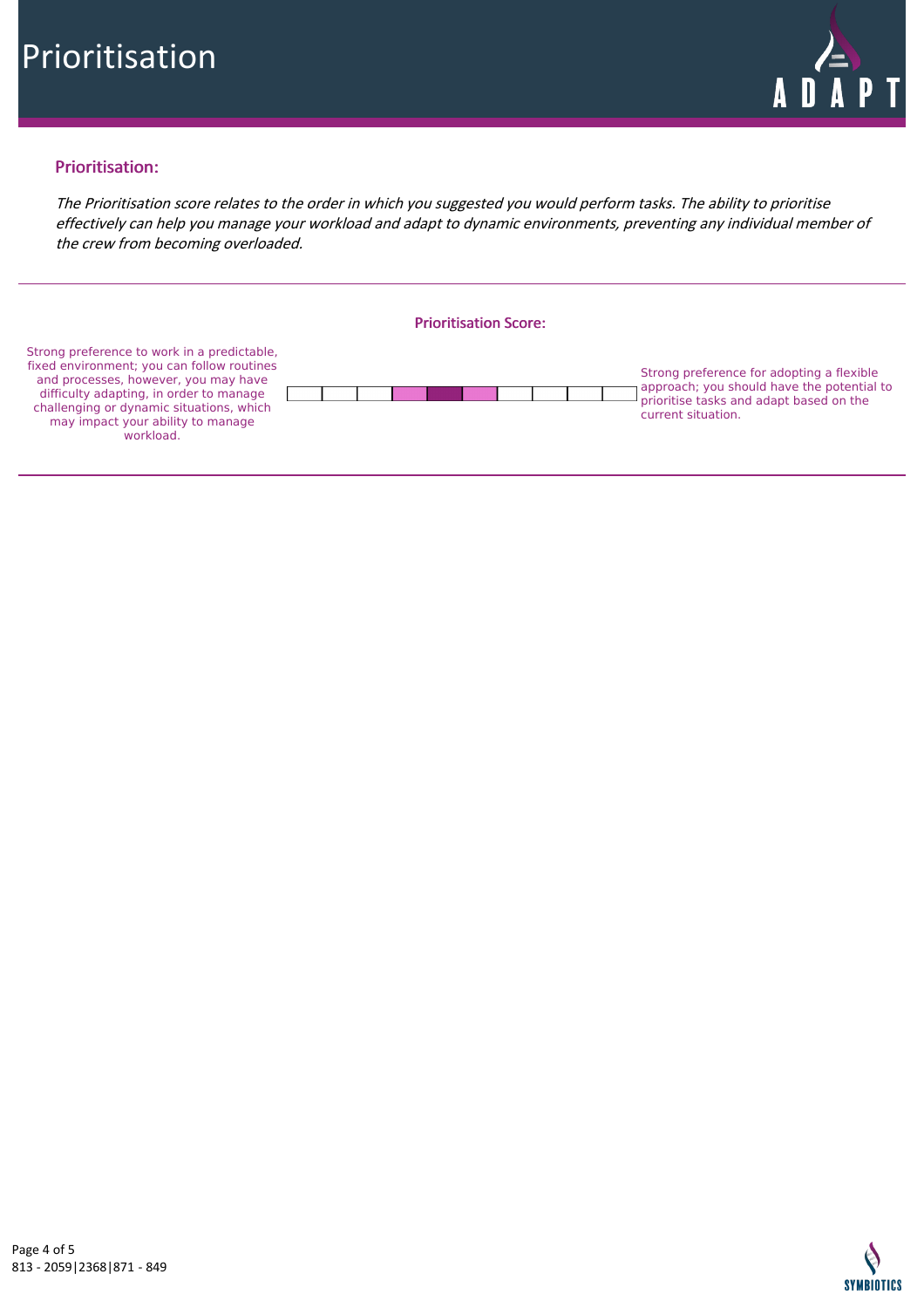# Prioritisation

## Prioritisation:

*The Prioritisation score relates to the order in which you suggested you would perform tasks. The ability to prioritise effectively can help you manage your workload and adapt to dynamic environments, preventing any individual member of the crew from becoming overloaded.*

### Prioritisation Score:

Strong preference to work in a predictable, fixed environment; you can follow routines and processes, however, you may have difficulty adapting, in order to manage challenging or dynamic situations, which may impact your ability to manage workload.

Strong preference for adopting a flexible approach; you should have the potential to prioritise tasks and adapt based on the current situation.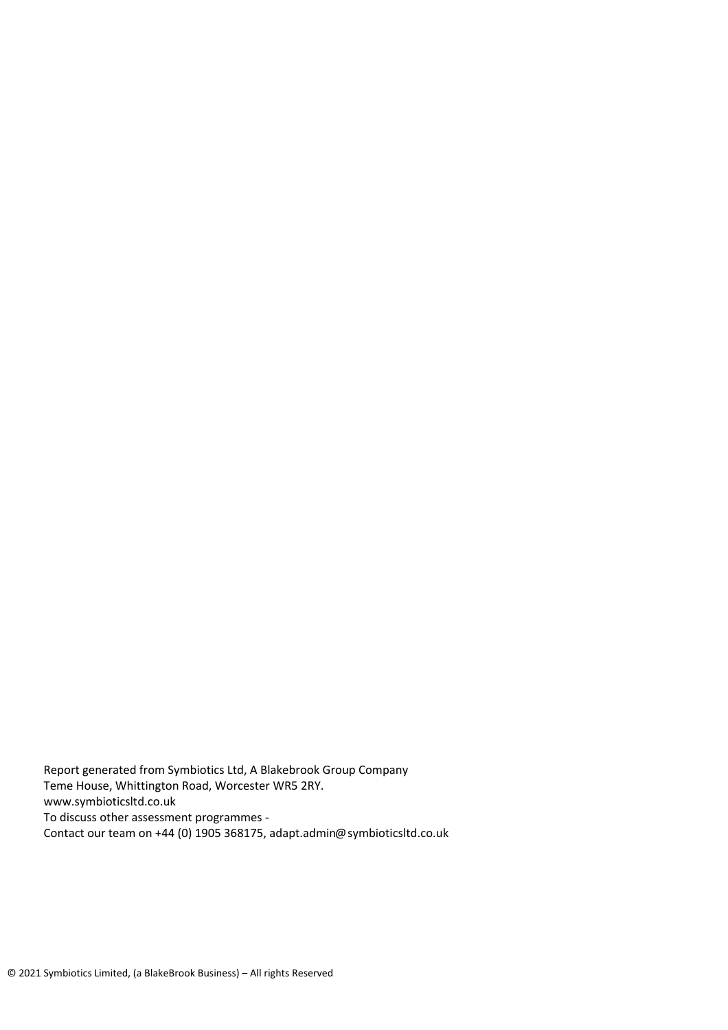Report generated from Symbiotics Ltd, A Blakebrook Group Company
Teme House, Whittington Road, Worcester WR5 2RY.
www.symbioticsltd.co.uk
To discuss other assessment programmes -
Contact our team on +44 (0) 1905 368175, adapt.admin@symbioticsltd.co.uk

© 2021 Symbiotics Limited, (a BlakeBrook Business) – All rights Reserved